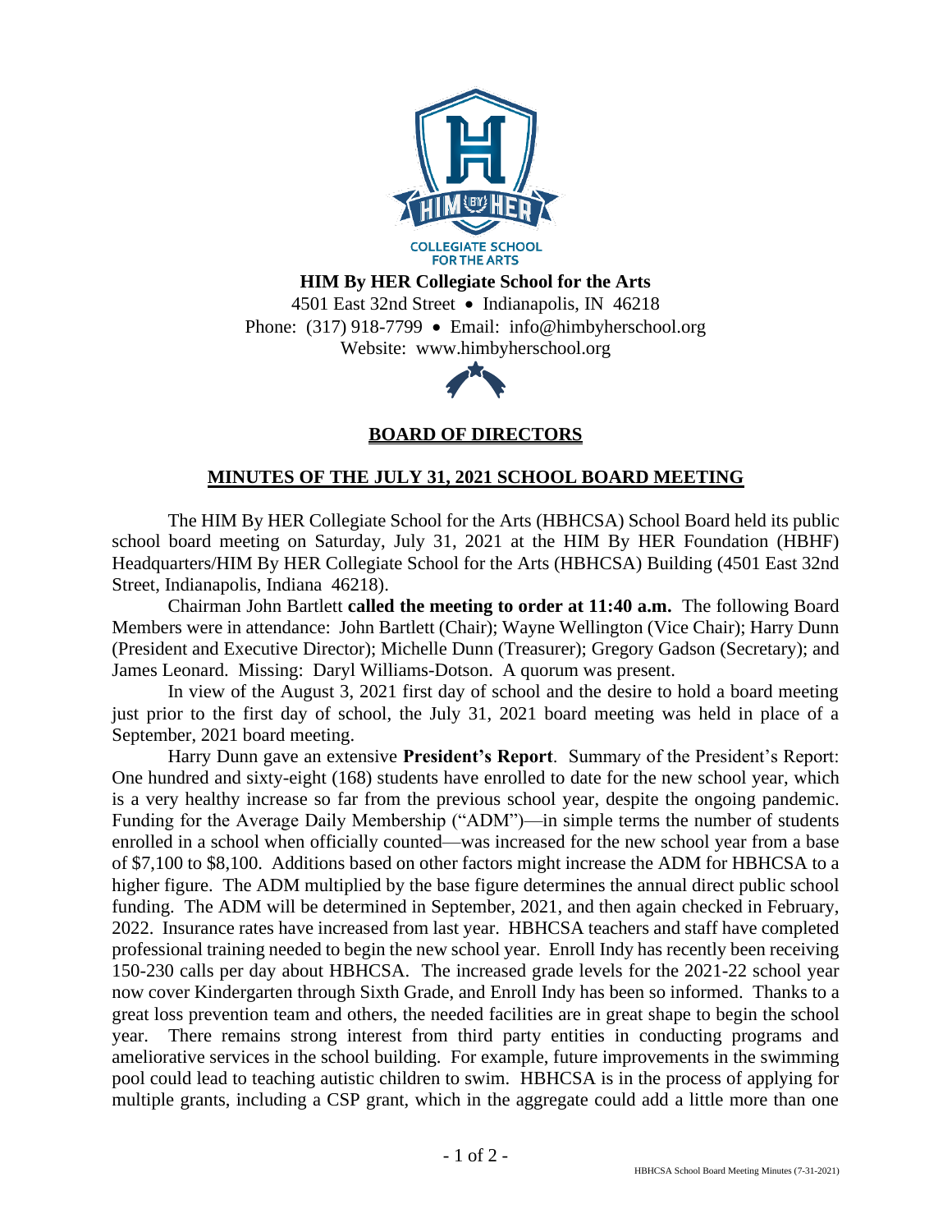**HIM By HER Collegiate School for the Arts**
4501 East 32nd Street • Indianapolis, IN 46218
Phone: (317) 918-7799 • Email: info@himbyherschool.org
Website: www.himbyherschool.org

# BOARD OF DIRECTORS

## MINUTES OF THE JULY 31, 2021 SCHOOL BOARD MEETING

The HIM By HER Collegiate School for the Arts (HBHCSA) School Board held its public school board meeting on Saturday, July 31, 2021 at the HIM By HER Foundation (HBHF) Headquarters/HIM By HER Collegiate School for the Arts (HBHCSA) Building (4501 East 32nd Street, Indianapolis, Indiana 46218).

Chairman John Bartlett **called the meeting to order at 11:40 a.m.** The following Board Members were in attendance: John Bartlett (Chair); Wayne Wellington (Vice Chair); Harry Dunn (President and Executive Director); Michelle Dunn (Treasurer); Gregory Gadson (Secretary); and James Leonard. Missing: Daryl Williams-Dotson. A quorum was present.

In view of the August 3, 2021 first day of school and the desire to hold a board meeting just prior to the first day of school, the July 31, 2021 board meeting was held in place of a September, 2021 board meeting.

Harry Dunn gave an extensive **President's Report**. Summary of the President's Report: One hundred and sixty-eight (168) students have enrolled to date for the new school year, which is a very healthy increase so far from the previous school year, despite the ongoing pandemic. Funding for the Average Daily Membership ("ADM")—in simple terms the number of students enrolled in a school when officially counted—was increased for the new school year from a base of $7,100 to $8,100. Additions based on other factors might increase the ADM for HBHCSA to a higher figure. The ADM multiplied by the base figure determines the annual direct public school funding. The ADM will be determined in September, 2021, and then again checked in February, 2022. Insurance rates have increased from last year. HBHCSA teachers and staff have completed professional training needed to begin the new school year. Enroll Indy has recently been receiving 150-230 calls per day about HBHCSA. The increased grade levels for the 2021-22 school year now cover Kindergarten through Sixth Grade, and Enroll Indy has been so informed. Thanks to a great loss prevention team and others, the needed facilities are in great shape to begin the school year. There remains strong interest from third party entities in conducting programs and ameliorative services in the school building. For example, future improvements in the swimming pool could lead to teaching autistic children to swim. HBHCSA is in the process of applying for multiple grants, including a CSP grant, which in the aggregate could add a little more than one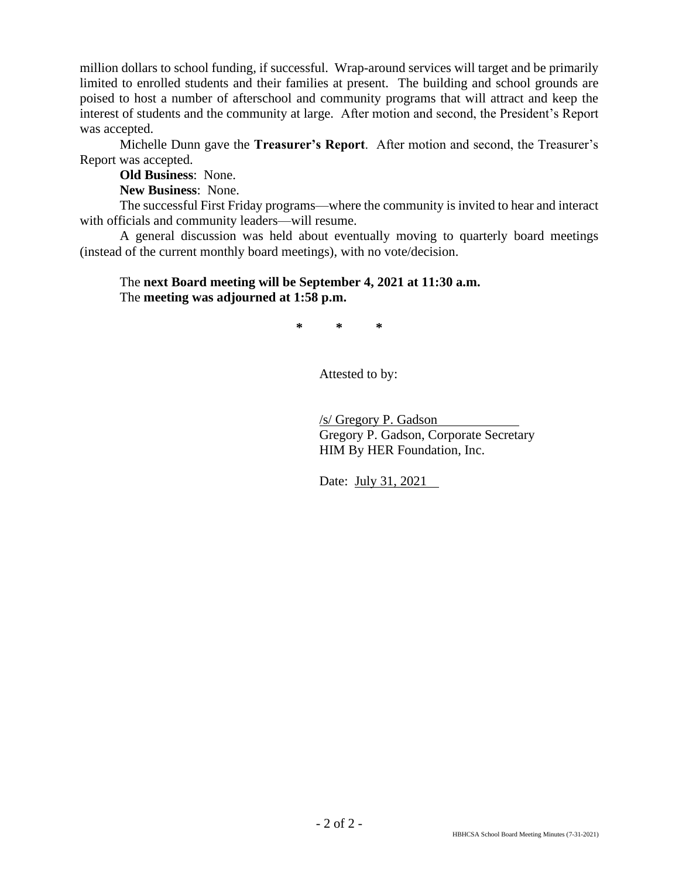million dollars to school funding, if successful. Wrap-around services will target and be primarily limited to enrolled students and their families at present. The building and school grounds are poised to host a number of afterschool and community programs that will attract and keep the interest of students and the community at large. After motion and second, the President's Report was accepted.

Michelle Dunn gave the **Treasurer's Report**. After motion and second, the Treasurer's Report was accepted.

**Old Business**: None.

**New Business**: None.

The successful First Friday programs—where the community is invited to hear and interact with officials and community leaders—will resume.

A general discussion was held about eventually moving to quarterly board meetings (instead of the current monthly board meetings), with no vote/decision.

The **next Board meeting will be September 4, 2021 at 11:30 a.m.**
The **meeting was adjourned at 1:58 p.m.**

\* \* \*

Attested to by:

/s/ Gregory P. Gadson
Gregory P. Gadson, Corporate Secretary
HIM By HER Foundation, Inc.

Date: July 31, 2021